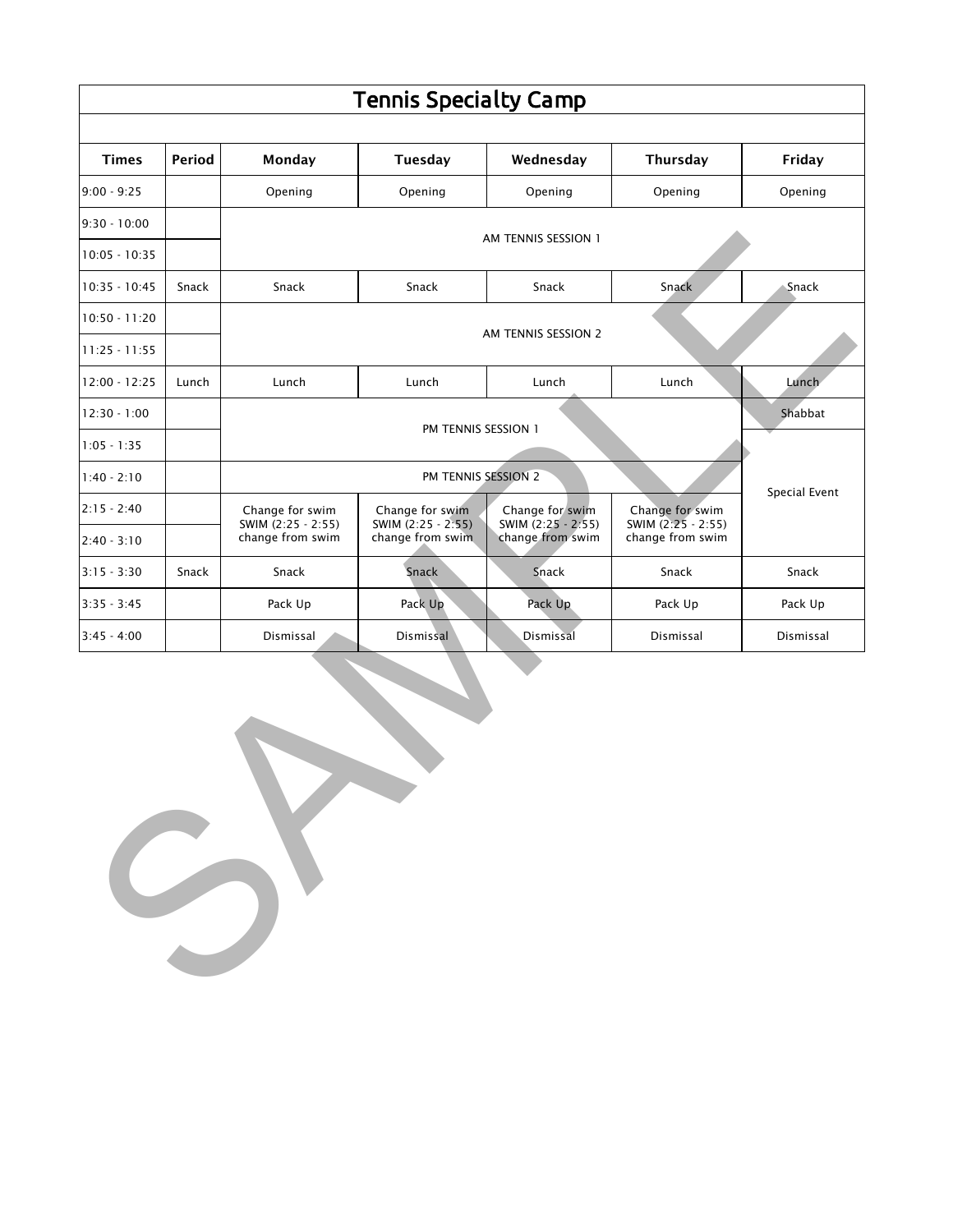# Tennis Specialty Camp

| Times | Period | Monday | Tuesday | Wednesday | Thursday | Friday |
|---|---|---|---|---|---|---|
| 9:00 - 9:25 | | Opening | Opening | Opening | Opening | Opening |
| 9:30 - 10:00 | | AM TENNIS SESSION 1 | | | | |
| 10:05 - 10:35 | | | | | | |
| 10:35 - 10:45 | Snack | Snack | Snack | Snack | Snack | Snack |
| 10:50 - 11:20 | | AM TENNIS SESSION 2 | | | | |
| 11:25 - 11:55 | | | | | | |
| 12:00 - 12:25 | Lunch | Lunch | Lunch | Lunch | Lunch | Lunch |
| 12:30 - 1:00 | | PM TENNIS SESSION 1 | | | | Shabbat |
| 1:05 - 1:35 | | | | | | Special Event |
| 1:40 - 2:10 | | PM TENNIS SESSION 2 | | | | |
| 2:15 - 2:40 | | Change for swim SWIM (2:25 - 2:55) change from swim | Change for swim SWIM (2:25 - 2:55) change from swim | Change for swim SWIM (2:25 - 2:55) change from swim | Change for swim SWIM (2:25 - 2:55) change from swim | |
| 2:40 - 3:10 | | | | | | |
| 3:15 - 3:30 | Snack | Snack | Snack | Snack | Snack | Snack |
| 3:35 - 3:45 | | Pack Up | Pack Up | Pack Up | Pack Up | Pack Up |
| 3:45 - 4:00 | | Dismissal | Dismissal | Dismissal | Dismissal | Dismissal |

SAMPLE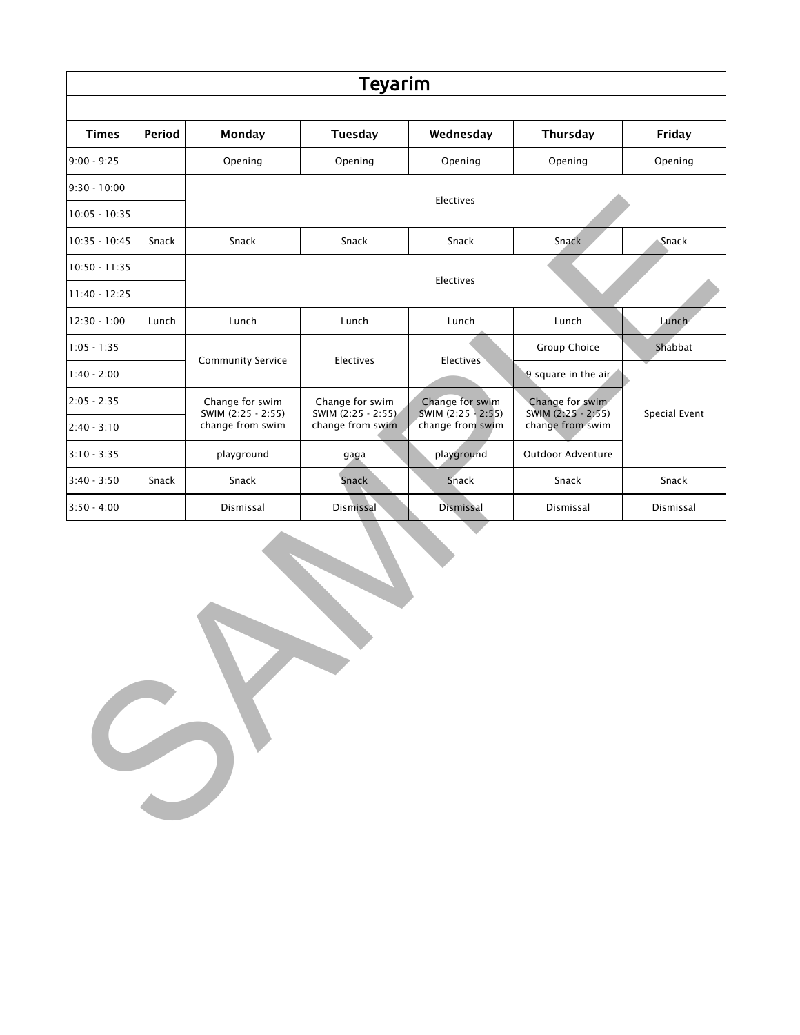# Teyarim

| Times | Period | Monday | Tuesday | Wednesday | Thursday | Friday |
|---|---|---|---|---|---|---|
| 9:00 - 9:25 | | Opening | Opening | Opening | Opening | Opening |
| 9:30 - 10:00 | | Electives | | | | |
| 10:05 - 10:35 | | | | | | |
| 10:35 - 10:45 | Snack | Snack | Snack | Snack | Snack | Snack |
| 10:50 - 11:35 | | Electives | | | | |
| 11:40 - 12:25 | | | | | | |
| 12:30 - 1:00 | Lunch | Lunch | Lunch | Lunch | Lunch | Lunch |
| 1:05 - 1:35 | | Community Service | Electives | Electives | Group Choice | Shabbat |
| 1:40 - 2:00 | | | | | 9 square in the air | Special Event |
| 2:05 - 2:35 | | Change for swim SWIM (2:25 - 2:55) change from swim | Change for swim SWIM (2:25 - 2:55) change from swim | Change for swim SWIM (2:25 - 2:55) change from swim | Change for swim SWIM (2:25 - 2:55) change from swim | |
| 2:40 - 3:10 | | | | | | |
| 3:10 - 3:35 | | playground | gaga | playground | Outdoor Adventure | |
| 3:40 - 3:50 | Snack | Snack | Snack | Snack | Snack | Snack |
| 3:50 - 4:00 | | Dismissal | Dismissal | Dismissal | Dismissal | Dismissal |

SAMPLE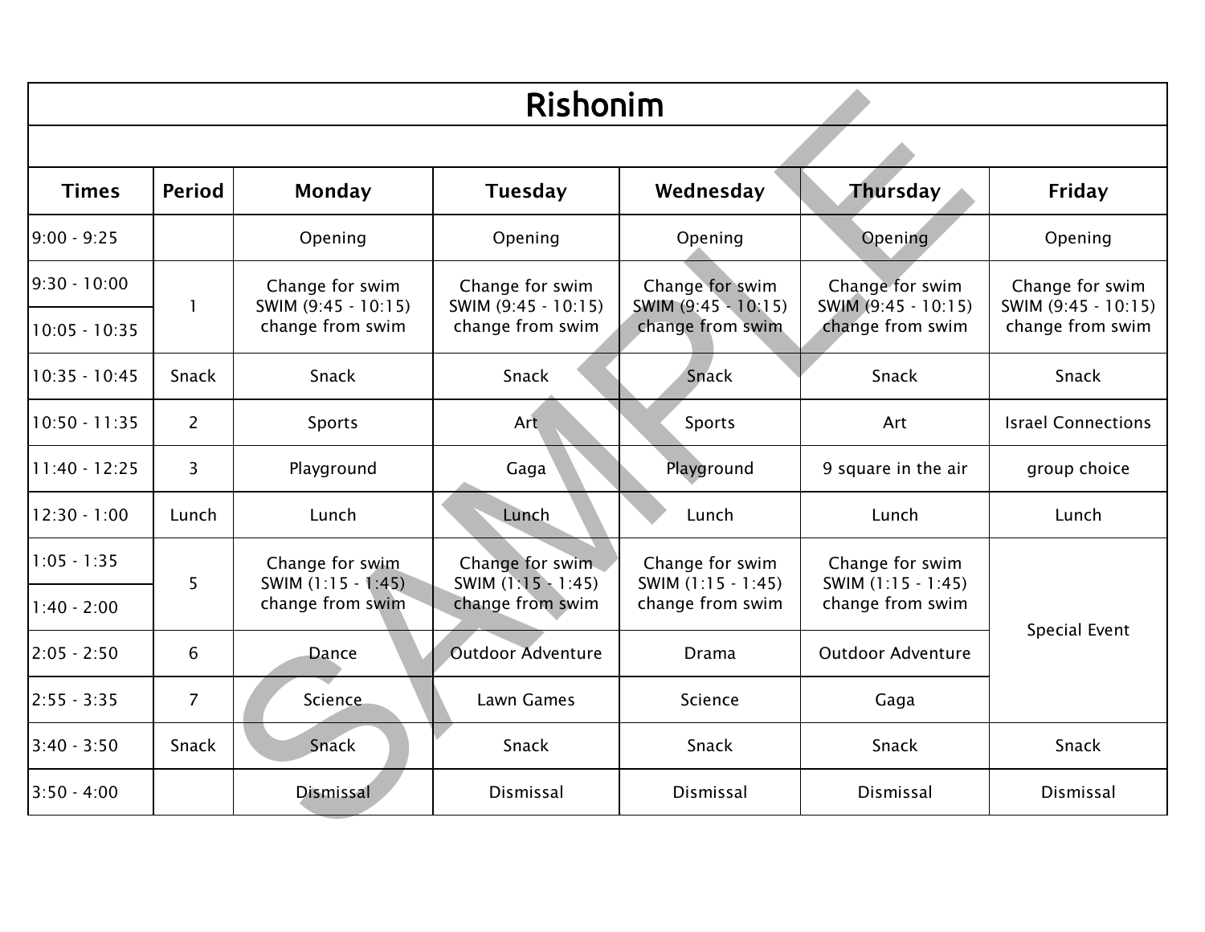# Rishonim

| Times | Period | Monday | Tuesday | Wednesday | Thursday | Friday |
|---|---|---|---|---|---|---|
| 9:00 - 9:25 | | Opening | Opening | Opening | Opening | Opening |
| 9:30 - 10:00 | 1 | Change for swim SWIM (9:45 - 10:15) change from swim | Change for swim SWIM (9:45 - 10:15) change from swim | Change for swim SWIM (9:45 - 10:15) change from swim | Change for swim SWIM (9:45 - 10:15) change from swim | Change for swim SWIM (9:45 - 10:15) change from swim |
| 10:05 - 10:35 | | | | | | |
| 10:35 - 10:45 | Snack | Snack | Snack | Snack | Snack | Snack |
| 10:50 - 11:35 | 2 | Sports | Art | Sports | Art | Israel Connections |
| 11:40 - 12:25 | 3 | Playground | Gaga | Playground | 9 square in the air | group choice |
| 12:30 - 1:00 | Lunch | Lunch | Lunch | Lunch | Lunch | Lunch |
| 1:05 - 1:35 | 5 | Change for swim SWIM (1:15 - 1:45) change from swim | Change for swim SWIM (1:15 - 1:45) change from swim | Change for swim SWIM (1:15 - 1:45) change from swim | Change for swim SWIM (1:15 - 1:45) change from swim | Special Event |
| 1:40 - 2:00 | | | | | | |
| 2:05 - 2:50 | 6 | Dance | Outdoor Adventure | Drama | Outdoor Adventure | |
| 2:55 - 3:35 | 7 | Science | Lawn Games | Science | Gaga | |
| 3:40 - 3:50 | Snack | Snack | Snack | Snack | Snack | Snack |
| 3:50 - 4:00 | | Dismissal | Dismissal | Dismissal | Dismissal | Dismissal |